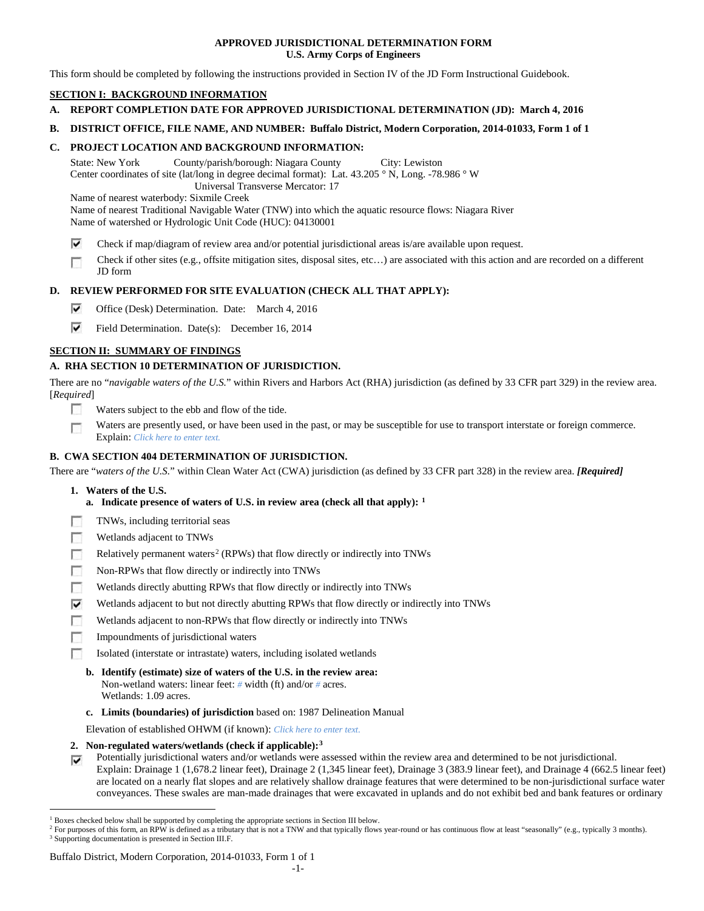**APPROVED JURISDICTIONAL DETERMINATION FORM**
**U.S. Army Corps of Engineers**

This form should be completed by following the instructions provided in Section IV of the JD Form Instructional Guidebook.

## SECTION I: BACKGROUND INFORMATION

**A. REPORT COMPLETION DATE FOR APPROVED JURISDICTIONAL DETERMINATION (JD): March 4, 2016**

**B. DISTRICT OFFICE, FILE NAME, AND NUMBER: Buffalo District, Modern Corporation, 2014-01033, Form 1 of 1**

**C. PROJECT LOCATION AND BACKGROUND INFORMATION:**

State: New York County/parish/borough: Niagara County City: Lewiston
Center coordinates of site (lat/long in degree decimal format): Lat. 43.205 ° N, Long. -78.986 ° W
Universal Transverse Mercator: 17
Name of nearest waterbody: Sixmile Creek
Name of nearest Traditional Navigable Water (TNW) into which the aquatic resource flows: Niagara River
Name of watershed or Hydrologic Unit Code (HUC): 04130001

☑ Check if map/diagram of review area and/or potential jurisdictional areas is/are available upon request.

☐ Check if other sites (e.g., offsite mitigation sites, disposal sites, etc…) are associated with this action and are recorded on a different JD form

**D. REVIEW PERFORMED FOR SITE EVALUATION (CHECK ALL THAT APPLY):**

☑ Office (Desk) Determination. Date: March 4, 2016

☑ Field Determination. Date(s): December 16, 2014

## SECTION II: SUMMARY OF FINDINGS

**A. RHA SECTION 10 DETERMINATION OF JURISDICTION.**

There are no "*navigable waters of the U.S.*" within Rivers and Harbors Act (RHA) jurisdiction (as defined by 33 CFR part 329) in the review area. [*Required*]

☐ Waters subject to the ebb and flow of the tide.

☐ Waters are presently used, or have been used in the past, or may be susceptible for use to transport interstate or foreign commerce. Explain: *Click here to enter text.*

**B. CWA SECTION 404 DETERMINATION OF JURISDICTION.**

There are "*waters of the U.S.*" within Clean Water Act (CWA) jurisdiction (as defined by 33 CFR part 328) in the review area. ***[Required]***

**1. Waters of the U.S.**

**a. Indicate presence of waters of U.S. in review area (check all that apply):** [1]

☐ TNWs, including territorial seas

☐ Wetlands adjacent to TNWs

☐ Relatively permanent waters[2] (RPWs) that flow directly or indirectly into TNWs

☐ Non-RPWs that flow directly or indirectly into TNWs

☐ Wetlands directly abutting RPWs that flow directly or indirectly into TNWs

☑ Wetlands adjacent to but not directly abutting RPWs that flow directly or indirectly into TNWs

☐ Wetlands adjacent to non-RPWs that flow directly or indirectly into TNWs

☐ Impoundments of jurisdictional waters

☐ Isolated (interstate or intrastate) waters, including isolated wetlands

**b. Identify (estimate) size of waters of the U.S. in the review area:**
Non-wetland waters: linear feet: # width (ft) and/or # acres.
Wetlands: 1.09 acres.

**c. Limits (boundaries) of jurisdiction** based on: 1987 Delineation Manual

Elevation of established OHWM (if known): *Click here to enter text.*

**2. Non-regulated waters/wetlands (check if applicable):**[3]

☑ Potentially jurisdictional waters and/or wetlands were assessed within the review area and determined to be not jurisdictional. Explain: Drainage 1 (1,678.2 linear feet), Drainage 2 (1,345 linear feet), Drainage 3 (383.9 linear feet), and Drainage 4 (662.5 linear feet) are located on a nearly flat slopes and are relatively shallow drainage features that were determined to be non-jurisdictional surface water conveyances. These swales are man-made drainages that were excavated in uplands and do not exhibit bed and bank features or ordinary

---

[1] Boxes checked below shall be supported by completing the appropriate sections in Section III below.
[2] For purposes of this form, an RPW is defined as a tributary that is not a TNW and that typically flows year-round or has continuous flow at least "seasonally" (e.g., typically 3 months).
[3] Supporting documentation is presented in Section III.F.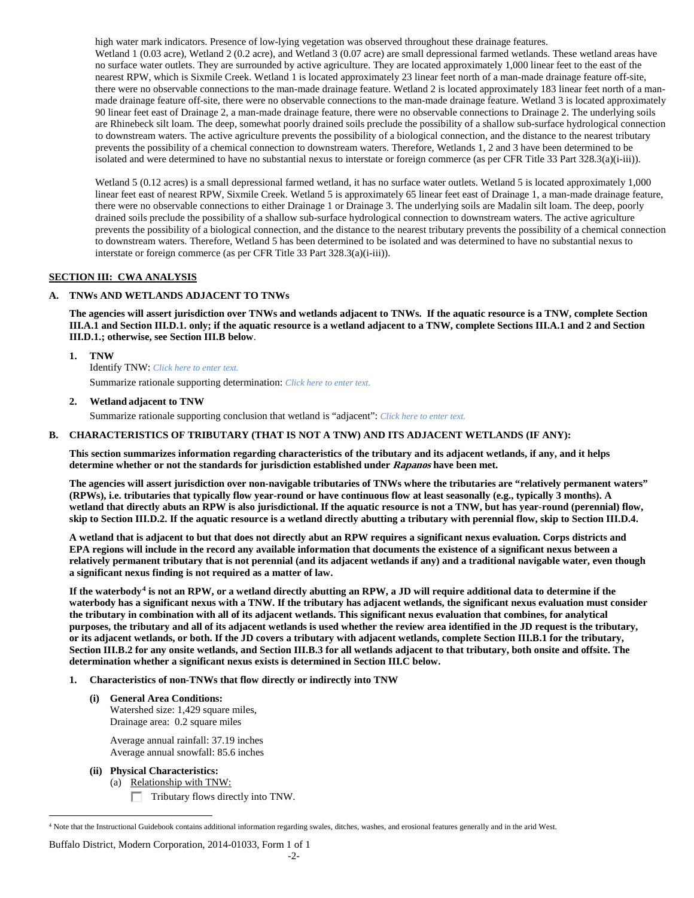high water mark indicators. Presence of low-lying vegetation was observed throughout these drainage features.
Wetland 1 (0.03 acre), Wetland 2 (0.2 acre), and Wetland 3 (0.07 acre) are small depressional farmed wetlands. These wetland areas have no surface water outlets. They are surrounded by active agriculture. They are located approximately 1,000 linear feet to the east of the nearest RPW, which is Sixmile Creek. Wetland 1 is located approximately 23 linear feet north of a man-made drainage feature off-site, there were no observable connections to the man-made drainage feature. Wetland 2 is located approximately 183 linear feet north of a man-made drainage feature off-site, there were no observable connections to the man-made drainage feature. Wetland 3 is located approximately 90 linear feet east of Drainage 2, a man-made drainage feature, there were no observable connections to Drainage 2. The underlying soils are Rhinebeck silt loam. The deep, somewhat poorly drained soils preclude the possibility of a shallow sub-surface hydrological connection to downstream waters. The active agriculture prevents the possibility of a biological connection, and the distance to the nearest tributary prevents the possibility of a chemical connection to downstream waters. Therefore, Wetlands 1, 2 and 3 have been determined to be isolated and were determined to have no substantial nexus to interstate or foreign commerce (as per CFR Title 33 Part 328.3(a)(i-iii)).

Wetland 5 (0.12 acres) is a small depressional farmed wetland, it has no surface water outlets. Wetland 5 is located approximately 1,000 linear feet east of nearest RPW, Sixmile Creek. Wetland 5 is approximately 65 linear feet east of Drainage 1, a man-made drainage feature, there were no observable connections to either Drainage 1 or Drainage 3. The underlying soils are Madalin silt loam. The deep, poorly drained soils preclude the possibility of a shallow sub-surface hydrological connection to downstream waters. The active agriculture prevents the possibility of a biological connection, and the distance to the nearest tributary prevents the possibility of a chemical connection to downstream waters. Therefore, Wetland 5 has been determined to be isolated and was determined to have no substantial nexus to interstate or foreign commerce (as per CFR Title 33 Part 328.3(a)(i-iii)).

## SECTION III: CWA ANALYSIS

### A. TNWs AND WETLANDS ADJACENT TO TNWs

**The agencies will assert jurisdiction over TNWs and wetlands adjacent to TNWs. If the aquatic resource is a TNW, complete Section III.A.1 and Section III.D.1. only; if the aquatic resource is a wetland adjacent to a TNW, complete Sections III.A.1 and 2 and Section III.D.1.; otherwise, see Section III.B below.**

**1. TNW**

Identify TNW: *Click here to enter text.*

Summarize rationale supporting determination: *Click here to enter text.*

**2. Wetland adjacent to TNW**

Summarize rationale supporting conclusion that wetland is "adjacent": *Click here to enter text.*

### B. CHARACTERISTICS OF TRIBUTARY (THAT IS NOT A TNW) AND ITS ADJACENT WETLANDS (IF ANY):

**This section summarizes information regarding characteristics of the tributary and its adjacent wetlands, if any, and it helps determine whether or not the standards for jurisdiction established under *Rapanos* have been met.**

**The agencies will assert jurisdiction over non-navigable tributaries of TNWs where the tributaries are "relatively permanent waters" (RPWs), i.e. tributaries that typically flow year-round or have continuous flow at least seasonally (e.g., typically 3 months). A wetland that directly abuts an RPW is also jurisdictional. If the aquatic resource is not a TNW, but has year-round (perennial) flow, skip to Section III.D.2. If the aquatic resource is a wetland directly abutting a tributary with perennial flow, skip to Section III.D.4.**

**A wetland that is adjacent to but that does not directly abut an RPW requires a significant nexus evaluation. Corps districts and EPA regions will include in the record any available information that documents the existence of a significant nexus between a relatively permanent tributary that is not perennial (and its adjacent wetlands if any) and a traditional navigable water, even though a significant nexus finding is not required as a matter of law.**

**If the waterbody[4] is not an RPW, or a wetland directly abutting an RPW, a JD will require additional data to determine if the waterbody has a significant nexus with a TNW. If the tributary has adjacent wetlands, the significant nexus evaluation must consider the tributary in combination with all of its adjacent wetlands. This significant nexus evaluation that combines, for analytical purposes, the tributary and all of its adjacent wetlands is used whether the review area identified in the JD request is the tributary, or its adjacent wetlands, or both. If the JD covers a tributary with adjacent wetlands, complete Section III.B.1 for the tributary, Section III.B.2 for any onsite wetlands, and Section III.B.3 for all wetlands adjacent to that tributary, both onsite and offsite. The determination whether a significant nexus exists is determined in Section III.C below.**

**1. Characteristics of non-TNWs that flow directly or indirectly into TNW**

**(i) General Area Conditions:**

Watershed size: 1,429 square miles,
Drainage area: 0.2 square miles

Average annual rainfall: 37.19 inches
Average annual snowfall: 85.6 inches

**(ii) Physical Characteristics:**

(a) Relationship with TNW:

☐ Tributary flows directly into TNW.

[4] Note that the Instructional Guidebook contains additional information regarding swales, ditches, washes, and erosional features generally and in the arid West.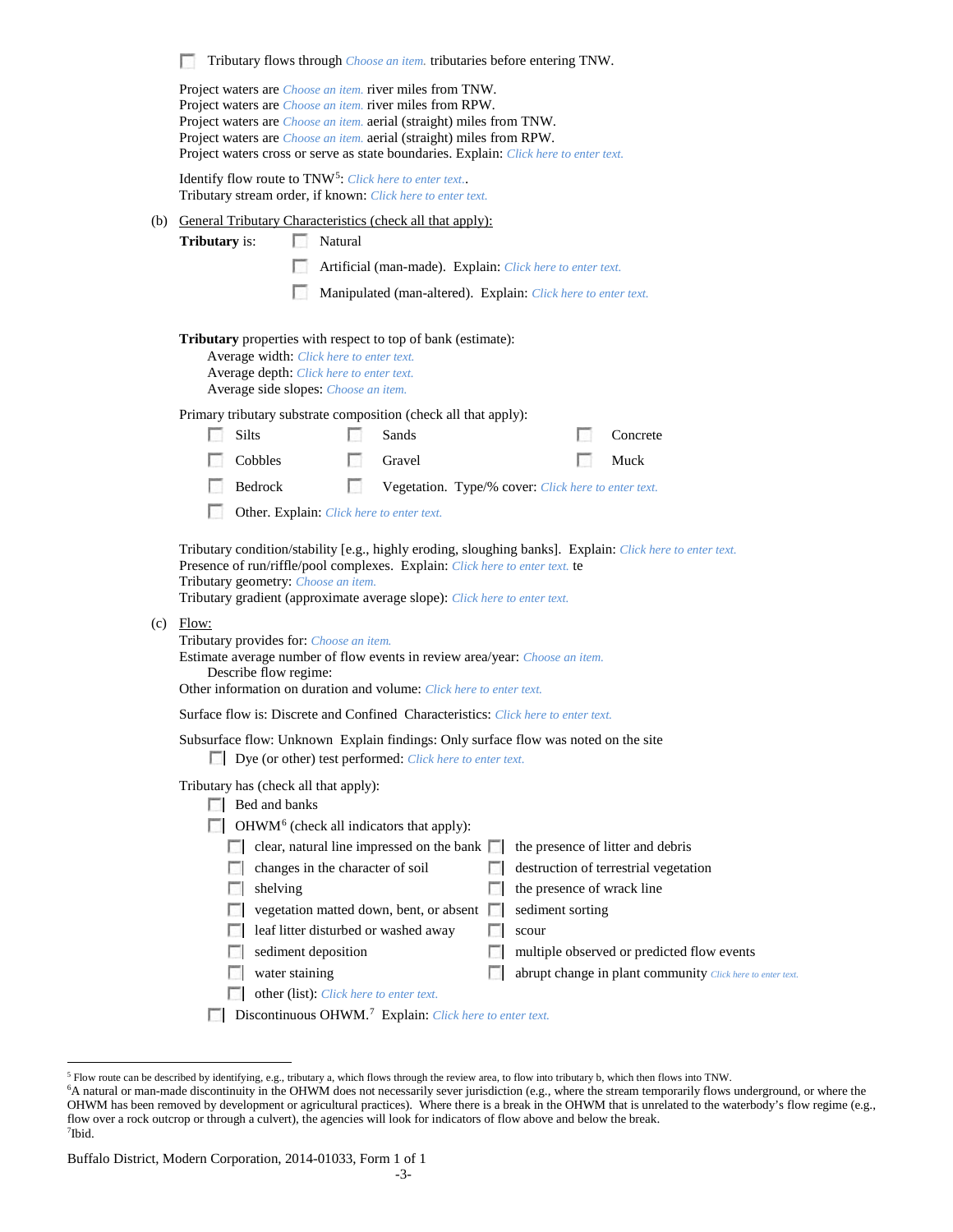☐ Tributary flows through *Choose an item.* tributaries before entering TNW.

Project waters are *Choose an item.* river miles from TNW.
Project waters are *Choose an item.* river miles from RPW.
Project waters are *Choose an item.* aerial (straight) miles from TNW.
Project waters are *Choose an item.* aerial (straight) miles from RPW.
Project waters cross or serve as state boundaries. Explain: *Click here to enter text.*

Identify flow route to TNW[5]: *Click here to enter text.*.
Tributary stream order, if known: *Click here to enter text.*

(b) General Tributary Characteristics (check all that apply):

**Tributary** is:
- ☐ Natural
- ☐ Artificial (man-made). Explain: *Click here to enter text.*
- ☐ Manipulated (man-altered). Explain: *Click here to enter text.*

**Tributary** properties with respect to top of bank (estimate):
Average width: *Click here to enter text.*
Average depth: *Click here to enter text.*
Average side slopes: *Choose an item.*

Primary tributary substrate composition (check all that apply):

| | | |
|---|---|---|
| ☐ Silts | ☐ Sands | ☐ Concrete |
| ☐ Cobbles | ☐ Gravel | ☐ Muck |
| ☐ Bedrock | ☐ Vegetation. Type/% cover: *Click here to enter text.* | |
| ☐ Other. Explain: *Click here to enter text.* | | |

Tributary condition/stability [e.g., highly eroding, sloughing banks]. Explain: *Click here to enter text.*
Presence of run/riffle/pool complexes. Explain: *Click here to enter text.* te
Tributary geometry: *Choose an item.*
Tributary gradient (approximate average slope): *Click here to enter text.*

(c) Flow:
Tributary provides for: *Choose an item.*
Estimate average number of flow events in review area/year: *Choose an item.*
Describe flow regime:
Other information on duration and volume: *Click here to enter text.*

Surface flow is: Discrete and Confined Characteristics: *Click here to enter text.*

Subsurface flow: Unknown Explain findings: Only surface flow was noted on the site
☐ Dye (or other) test performed: *Click here to enter text.*

Tributary has (check all that apply):
- ☐ Bed and banks
- ☐ OHWM[6] (check all indicators that apply):

| | |
|---|---|
| ☐ clear, natural line impressed on the bank | ☐ the presence of litter and debris |
| ☐ changes in the character of soil | ☐ destruction of terrestrial vegetation |
| ☐ shelving | ☐ the presence of wrack line |
| ☐ vegetation matted down, bent, or absent | ☐ sediment sorting |
| ☐ leaf litter disturbed or washed away | ☐ scour |
| ☐ sediment deposition | ☐ multiple observed or predicted flow events |
| ☐ water staining | ☐ abrupt change in plant community *Click here to enter text.* |
| ☐ other (list): *Click here to enter text.* | |

- ☐ Discontinuous OHWM.[7] Explain: *Click here to enter text.*

---

[5] Flow route can be described by identifying, e.g., tributary a, which flows through the review area, to flow into tributary b, which then flows into TNW.
[6] A natural or man-made discontinuity in the OHWM does not necessarily sever jurisdiction (e.g., where the stream temporarily flows underground, or where the OHWM has been removed by development or agricultural practices). Where there is a break in the OHWM that is unrelated to the waterbody's flow regime (e.g., flow over a rock outcrop or through a culvert), the agencies will look for indicators of flow above and below the break.
[7] Ibid.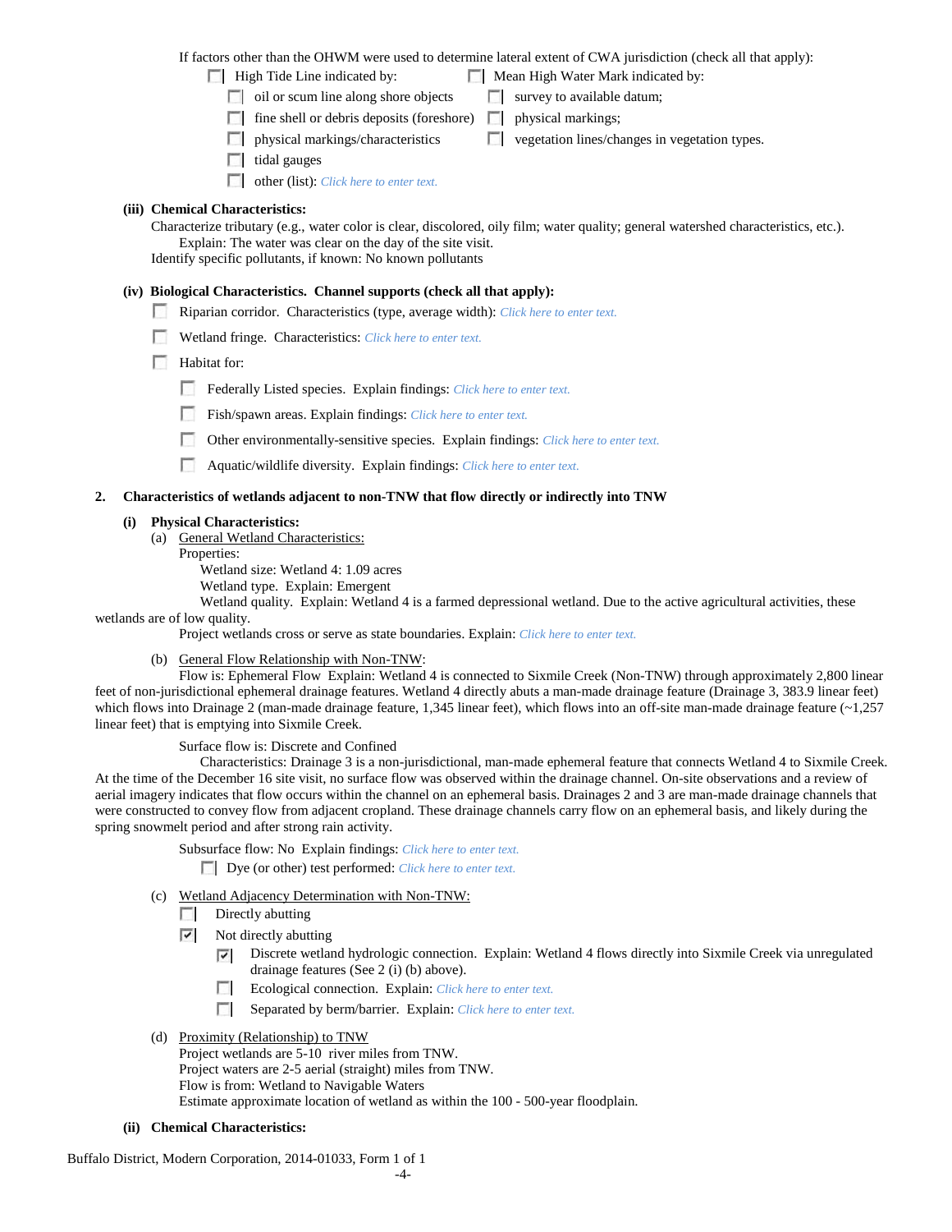If factors other than the OHWM were used to determine lateral extent of CWA jurisdiction (check all that apply):

- ☐ High Tide Line indicated by:
  - ☐ oil or scum line along shore objects
  - ☐ fine shell or debris deposits (foreshore)
  - ☐ physical markings/characteristics
  - ☐ tidal gauges
  - ☐ other (list): *Click here to enter text.*
- ☐ Mean High Water Mark indicated by:
  - ☐ survey to available datum;
  - ☐ physical markings;
  - ☐ vegetation lines/changes in vegetation types.

**(iii) Chemical Characteristics:**

Characterize tributary (e.g., water color is clear, discolored, oily film; water quality; general watershed characteristics, etc.).
Explain: The water was clear on the day of the site visit.
Identify specific pollutants, if known: No known pollutants

**(iv) Biological Characteristics. Channel supports (check all that apply):**

- ☐ Riparian corridor. Characteristics (type, average width): *Click here to enter text.*
- ☐ Wetland fringe. Characteristics: *Click here to enter text.*
- ☐ Habitat for:
  - ☐ Federally Listed species. Explain findings: *Click here to enter text.*
  - ☐ Fish/spawn areas. Explain findings: *Click here to enter text.*
  - ☐ Other environmentally-sensitive species. Explain findings: *Click here to enter text.*
  - ☐ Aquatic/wildlife diversity. Explain findings: *Click here to enter text.*

**2. Characteristics of wetlands adjacent to non-TNW that flow directly or indirectly into TNW**

**(i) Physical Characteristics:**

(a) General Wetland Characteristics:

Properties:

Wetland size: Wetland 4: 1.09 acres

Wetland type. Explain: Emergent

Wetland quality. Explain: Wetland 4 is a farmed depressional wetland. Due to the active agricultural activities, these wetlands are of low quality.

Project wetlands cross or serve as state boundaries. Explain: *Click here to enter text.*

(b) General Flow Relationship with Non-TNW:

Flow is: Ephemeral Flow Explain: Wetland 4 is connected to Sixmile Creek (Non-TNW) through approximately 2,800 linear feet of non-jurisdictional ephemeral drainage features. Wetland 4 directly abuts a man-made drainage feature (Drainage 3, 383.9 linear feet) which flows into Drainage 2 (man-made drainage feature, 1,345 linear feet), which flows into an off-site man-made drainage feature (~1,257 linear feet) that is emptying into Sixmile Creek.

Surface flow is: Discrete and Confined

Characteristics: Drainage 3 is a non-jurisdictional, man-made ephemeral feature that connects Wetland 4 to Sixmile Creek. At the time of the December 16 site visit, no surface flow was observed within the drainage channel. On-site observations and a review of aerial imagery indicates that flow occurs within the channel on an ephemeral basis. Drainages 2 and 3 are man-made drainage channels that were constructed to convey flow from adjacent cropland. These drainage channels carry flow on an ephemeral basis, and likely during the spring snowmelt period and after strong rain activity.

Subsurface flow: No Explain findings: *Click here to enter text.*

☐ Dye (or other) test performed: *Click here to enter text.*

(c) Wetland Adjacency Determination with Non-TNW:

- ☐ Directly abutting
- ☑ Not directly abutting
  - ☑ Discrete wetland hydrologic connection. Explain: Wetland 4 flows directly into Sixmile Creek via unregulated drainage features (See 2 (i) (b) above).
  - ☐ Ecological connection. Explain: *Click here to enter text.*
  - ☐ Separated by berm/barrier. Explain: *Click here to enter text.*

(d) Proximity (Relationship) to TNW

Project wetlands are 5-10 river miles from TNW.
Project waters are 2-5 aerial (straight) miles from TNW.
Flow is from: Wetland to Navigable Waters
Estimate approximate location of wetland as within the 100 - 500-year floodplain.

**(ii) Chemical Characteristics:**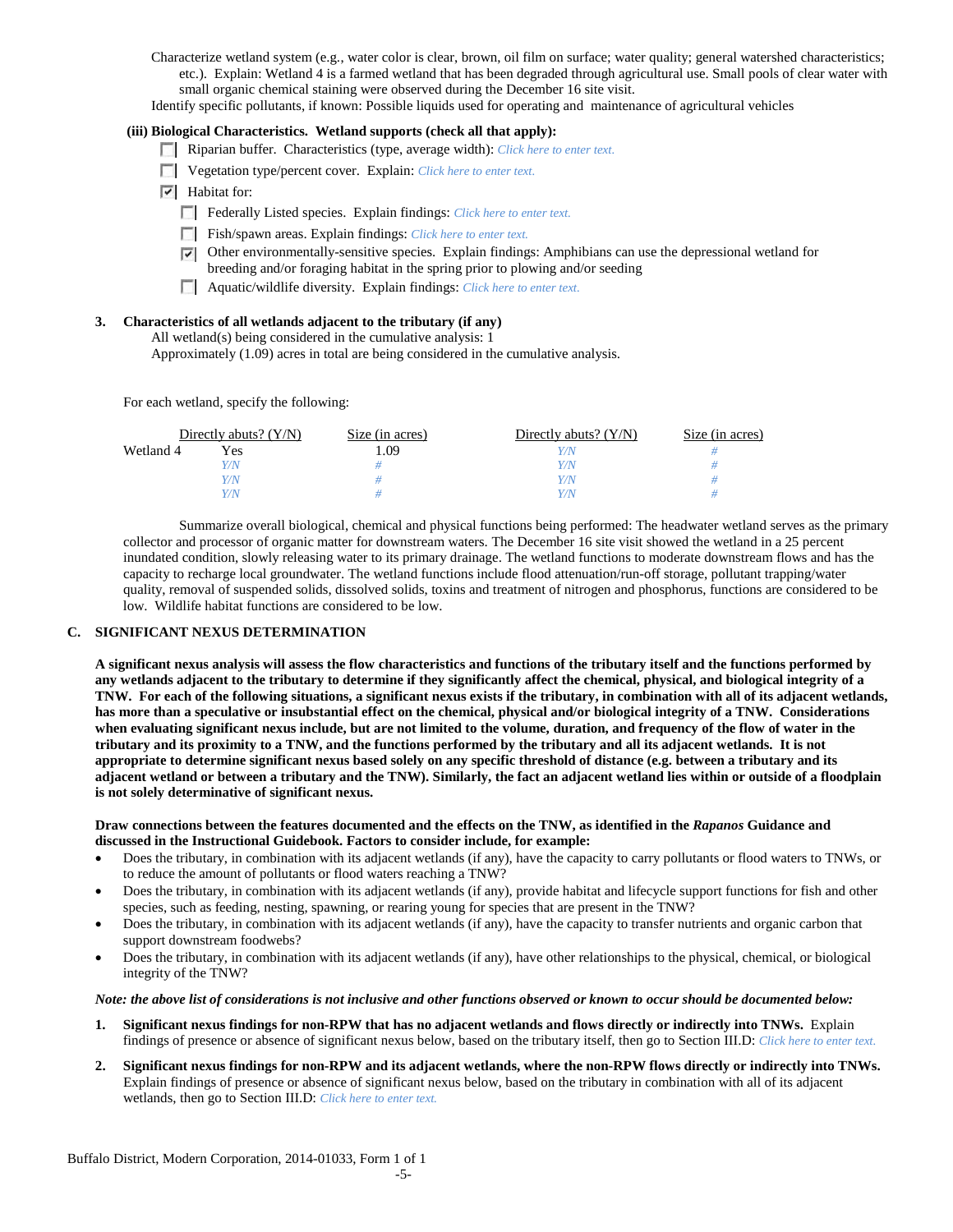Characterize wetland system (e.g., water color is clear, brown, oil film on surface; water quality; general watershed characteristics; etc.). Explain: Wetland 4 is a farmed wetland that has been degraded through agricultural use. Small pools of clear water with small organic chemical staining were observed during the December 16 site visit.

Identify specific pollutants, if known: Possible liquids used for operating and maintenance of agricultural vehicles

**(iii) Biological Characteristics. Wetland supports (check all that apply):**

- ☐ Riparian buffer. Characteristics (type, average width): *Click here to enter text.*
- ☐ Vegetation type/percent cover. Explain: *Click here to enter text.*
- ☑ Habitat for:
  - ☐ Federally Listed species. Explain findings: *Click here to enter text.*
  - ☐ Fish/spawn areas. Explain findings: *Click here to enter text.*
  - ☑ Other environmentally-sensitive species. Explain findings: Amphibians can use the depressional wetland for breeding and/or foraging habitat in the spring prior to plowing and/or seeding
  - ☐ Aquatic/wildlife diversity. Explain findings: *Click here to enter text.*

**3. Characteristics of all wetlands adjacent to the tributary (if any)**

All wetland(s) being considered in the cumulative analysis: 1
Approximately (1.09) acres in total are being considered in the cumulative analysis.

For each wetland, specify the following:

| | Directly abuts? (Y/N) | Size (in acres) | Directly abuts? (Y/N) | Size (in acres) |
|---|---|---|---|---|
| Wetland 4 | Yes | 1.09 | *Y/N* | *#* |
| | *Y/N* | *#* | *Y/N* | *#* |
| | *Y/N* | *#* | *Y/N* | *#* |
| | *Y/N* | *#* | *Y/N* | *#* |

Summarize overall biological, chemical and physical functions being performed: The headwater wetland serves as the primary collector and processor of organic matter for downstream waters. The December 16 site visit showed the wetland in a 25 percent inundated condition, slowly releasing water to its primary drainage. The wetland functions to moderate downstream flows and has the capacity to recharge local groundwater. The wetland functions include flood attenuation/run-off storage, pollutant trapping/water quality, removal of suspended solids, dissolved solids, toxins and treatment of nitrogen and phosphorus, functions are considered to be low. Wildlife habitat functions are considered to be low.

## C. SIGNIFICANT NEXUS DETERMINATION

**A significant nexus analysis will assess the flow characteristics and functions of the tributary itself and the functions performed by any wetlands adjacent to the tributary to determine if they significantly affect the chemical, physical, and biological integrity of a TNW. For each of the following situations, a significant nexus exists if the tributary, in combination with all of its adjacent wetlands, has more than a speculative or insubstantial effect on the chemical, physical and/or biological integrity of a TNW. Considerations when evaluating significant nexus include, but are not limited to the volume, duration, and frequency of the flow of water in the tributary and its proximity to a TNW, and the functions performed by the tributary and all its adjacent wetlands. It is not appropriate to determine significant nexus based solely on any specific threshold of distance (e.g. between a tributary and its adjacent wetland or between a tributary and the TNW). Similarly, the fact an adjacent wetland lies within or outside of a floodplain is not solely determinative of significant nexus.**

**Draw connections between the features documented and the effects on the TNW, as identified in the *Rapanos* Guidance and discussed in the Instructional Guidebook. Factors to consider include, for example:**

- Does the tributary, in combination with its adjacent wetlands (if any), have the capacity to carry pollutants or flood waters to TNWs, or to reduce the amount of pollutants or flood waters reaching a TNW?
- Does the tributary, in combination with its adjacent wetlands (if any), provide habitat and lifecycle support functions for fish and other species, such as feeding, nesting, spawning, or rearing young for species that are present in the TNW?
- Does the tributary, in combination with its adjacent wetlands (if any), have the capacity to transfer nutrients and organic carbon that support downstream foodwebs?
- Does the tributary, in combination with its adjacent wetlands (if any), have other relationships to the physical, chemical, or biological integrity of the TNW?

***Note: the above list of considerations is not inclusive and other functions observed or known to occur should be documented below:***

1. **Significant nexus findings for non-RPW that has no adjacent wetlands and flows directly or indirectly into TNWs.** Explain findings of presence or absence of significant nexus below, based on the tributary itself, then go to Section III.D: *Click here to enter text.*

2. **Significant nexus findings for non-RPW and its adjacent wetlands, where the non-RPW flows directly or indirectly into TNWs.** Explain findings of presence or absence of significant nexus below, based on the tributary in combination with all of its adjacent wetlands, then go to Section III.D: *Click here to enter text.*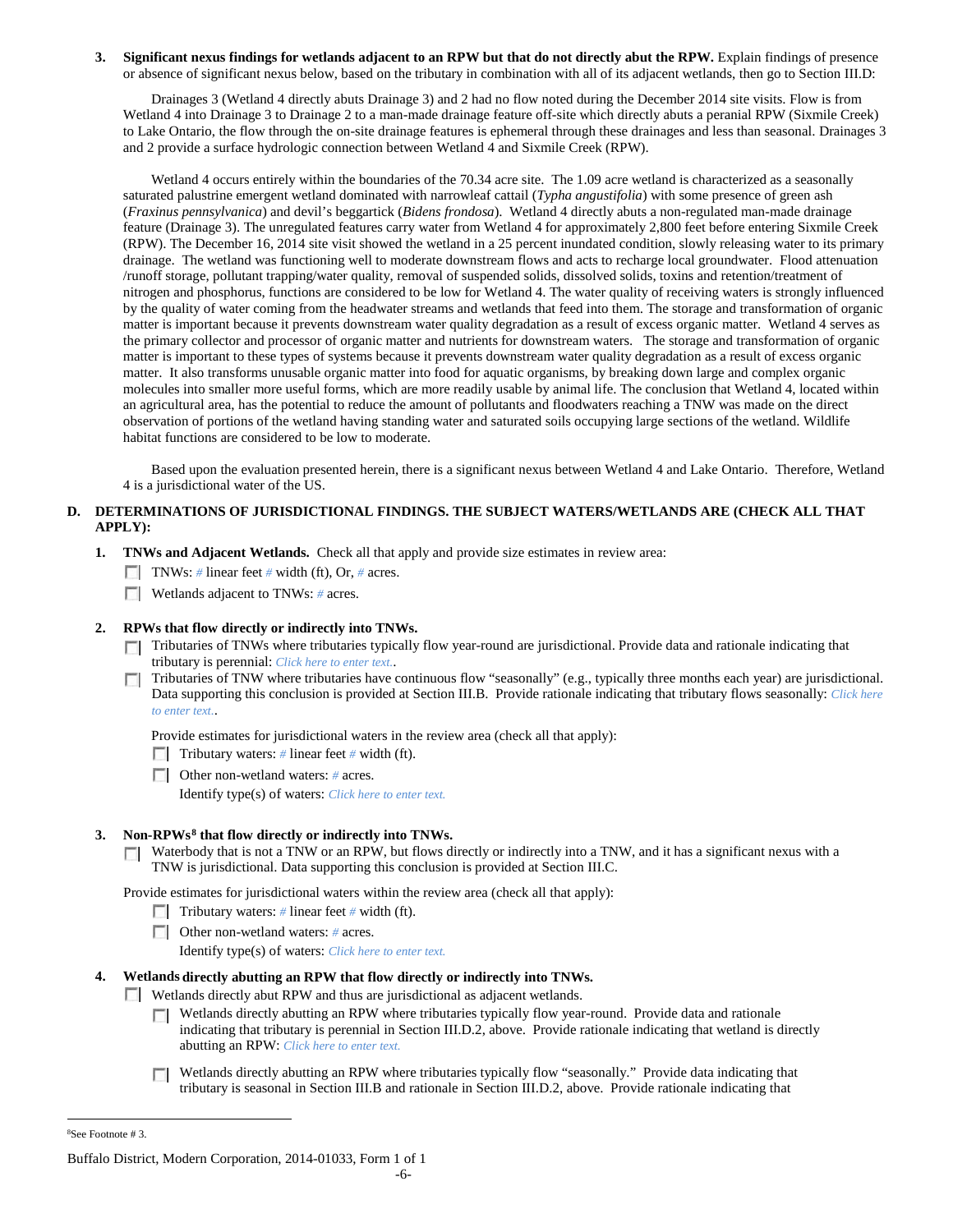3. **Significant nexus findings for wetlands adjacent to an RPW but that do not directly abut the RPW.** Explain findings of presence or absence of significant nexus below, based on the tributary in combination with all of its adjacent wetlands, then go to Section III.D:

   Drainages 3 (Wetland 4 directly abuts Drainage 3) and 2 had no flow noted during the December 2014 site visits. Flow is from Wetland 4 into Drainage 3 to Drainage 2 to a man-made drainage feature off-site which directly abuts a peranial RPW (Sixmile Creek) to Lake Ontario, the flow through the on-site drainage features is ephemeral through these drainages and less than seasonal. Drainages 3 and 2 provide a surface hydrologic connection between Wetland 4 and Sixmile Creek (RPW).

   Wetland 4 occurs entirely within the boundaries of the 70.34 acre site. The 1.09 acre wetland is characterized as a seasonally saturated palustrine emergent wetland dominated with narrowleaf cattail (*Typha angustifolia*) with some presence of green ash (*Fraxinus pennsylvanica*) and devil's beggartick (*Bidens frondosa*). Wetland 4 directly abuts a non-regulated man-made drainage feature (Drainage 3). The unregulated features carry water from Wetland 4 for approximately 2,800 feet before entering Sixmile Creek (RPW). The December 16, 2014 site visit showed the wetland in a 25 percent inundated condition, slowly releasing water to its primary drainage. The wetland was functioning well to moderate downstream flows and acts to recharge local groundwater. Flood attenuation /runoff storage, pollutant trapping/water quality, removal of suspended solids, dissolved solids, toxins and retention/treatment of nitrogen and phosphorus, functions are considered to be low for Wetland 4. The water quality of receiving waters is strongly influenced by the quality of water coming from the headwater streams and wetlands that feed into them. The storage and transformation of organic matter is important because it prevents downstream water quality degradation as a result of excess organic matter. Wetland 4 serves as the primary collector and processor of organic matter and nutrients for downstream waters. The storage and transformation of organic matter is important to these types of systems because it prevents downstream water quality degradation as a result of excess organic matter. It also transforms unusable organic matter into food for aquatic organisms, by breaking down large and complex organic molecules into smaller more useful forms, which are more readily usable by animal life. The conclusion that Wetland 4, located within an agricultural area, has the potential to reduce the amount of pollutants and floodwaters reaching a TNW was made on the direct observation of portions of the wetland having standing water and saturated soils occupying large sections of the wetland. Wildlife habitat functions are considered to be low to moderate.

   Based upon the evaluation presented herein, there is a significant nexus between Wetland 4 and Lake Ontario. Therefore, Wetland 4 is a jurisdictional water of the US.

**D. DETERMINATIONS OF JURISDICTIONAL FINDINGS. THE SUBJECT WATERS/WETLANDS ARE (CHECK ALL THAT APPLY):**

1. **TNWs and Adjacent Wetlands.** Check all that apply and provide size estimates in review area:
   - ☐ TNWs: # linear feet # width (ft), Or, # acres.
   - ☐ Wetlands adjacent to TNWs: # acres.

2. **RPWs that flow directly or indirectly into TNWs.**
   - ☐ Tributaries of TNWs where tributaries typically flow year-round are jurisdictional. Provide data and rationale indicating that tributary is perennial: *Click here to enter text.*.
   - ☐ Tributaries of TNW where tributaries have continuous flow "seasonally" (e.g., typically three months each year) are jurisdictional. Data supporting this conclusion is provided at Section III.B. Provide rationale indicating that tributary flows seasonally: *Click here to enter text.*.

   Provide estimates for jurisdictional waters in the review area (check all that apply):
   - ☐ Tributary waters: # linear feet # width (ft).
   - ☐ Other non-wetland waters: # acres.
     Identify type(s) of waters: *Click here to enter text.*

3. **Non-RPWs[8] that flow directly or indirectly into TNWs.**
   - ☐ Waterbody that is not a TNW or an RPW, but flows directly or indirectly into a TNW, and it has a significant nexus with a TNW is jurisdictional. Data supporting this conclusion is provided at Section III.C.

   Provide estimates for jurisdictional waters within the review area (check all that apply):
   - ☐ Tributary waters: # linear feet # width (ft).
   - ☐ Other non-wetland waters: # acres.
     Identify type(s) of waters: *Click here to enter text.*

4. **Wetlands directly abutting an RPW that flow directly or indirectly into TNWs.**
   - ☐ Wetlands directly abut RPW and thus are jurisdictional as adjacent wetlands.
     - ☐ Wetlands directly abutting an RPW where tributaries typically flow year-round. Provide data and rationale indicating that tributary is perennial in Section III.D.2, above. Provide rationale indicating that wetland is directly abutting an RPW: *Click here to enter text.*
     - ☐ Wetlands directly abutting an RPW where tributaries typically flow "seasonally." Provide data indicating that tributary is seasonal in Section III.B and rationale in Section III.D.2, above. Provide rationale indicating that

---

[8] See Footnote # 3.

Buffalo District, Modern Corporation, 2014-01033, Form 1 of 1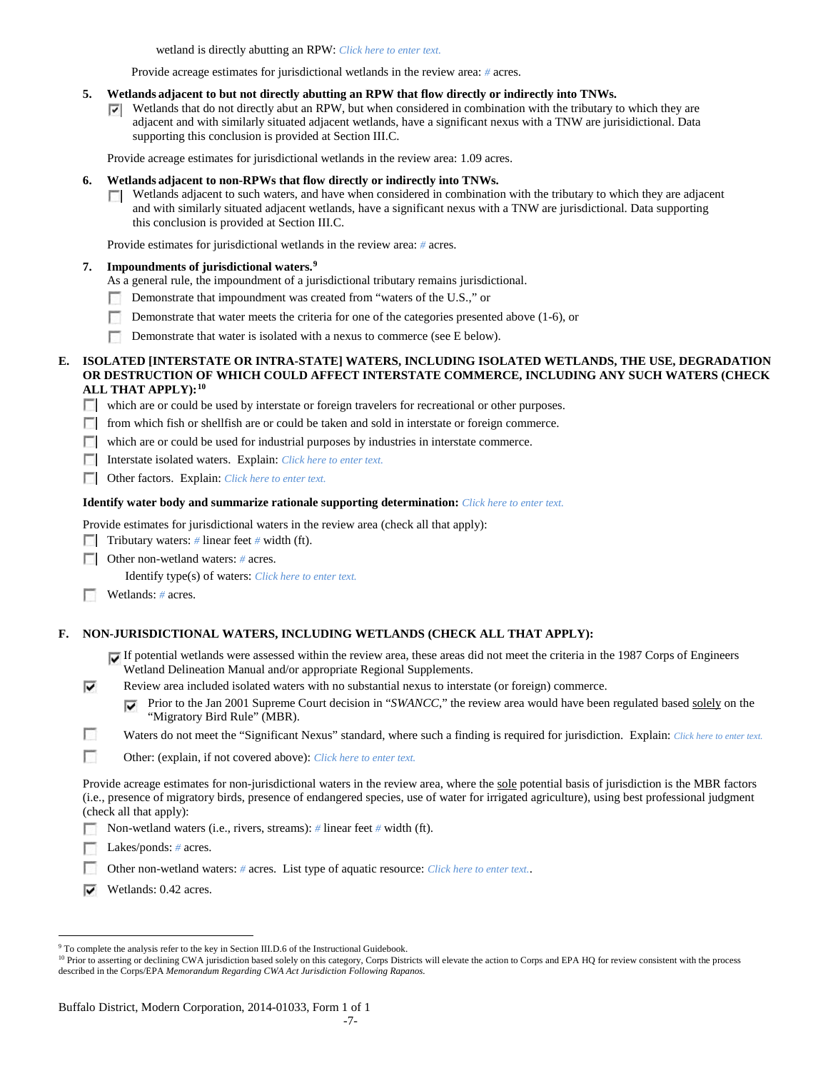wetland is directly abutting an RPW: *Click here to enter text.*

Provide acreage estimates for jurisdictional wetlands in the review area: # acres.

**5. Wetlands adjacent to but not directly abutting an RPW that flow directly or indirectly into TNWs.**

☑ Wetlands that do not directly abut an RPW, but when considered in combination with the tributary to which they are adjacent and with similarly situated adjacent wetlands, have a significant nexus with a TNW are jurisdictional. Data supporting this conclusion is provided at Section III.C.

Provide acreage estimates for jurisdictional wetlands in the review area: 1.09 acres.

**6. Wetlands adjacent to non-RPWs that flow directly or indirectly into TNWs.**

☐ Wetlands adjacent to such waters, and have when considered in combination with the tributary to which they are adjacent and with similarly situated adjacent wetlands, have a significant nexus with a TNW are jurisdictional. Data supporting this conclusion is provided at Section III.C.

Provide estimates for jurisdictional wetlands in the review area: # acres.

**7. Impoundments of jurisdictional waters.**[9]

As a general rule, the impoundment of a jurisdictional tributary remains jurisdictional.

☐ Demonstrate that impoundment was created from "waters of the U.S.," or

☐ Demonstrate that water meets the criteria for one of the categories presented above (1-6), or

☐ Demonstrate that water is isolated with a nexus to commerce (see E below).

**E. ISOLATED [INTERSTATE OR INTRA-STATE] WATERS, INCLUDING ISOLATED WETLANDS, THE USE, DEGRADATION OR DESTRUCTION OF WHICH COULD AFFECT INTERSTATE COMMERCE, INCLUDING ANY SUCH WATERS (CHECK ALL THAT APPLY):**[10]

☐ which are or could be used by interstate or foreign travelers for recreational or other purposes.

☐ from which fish or shellfish are or could be taken and sold in interstate or foreign commerce.

☐ which are or could be used for industrial purposes by industries in interstate commerce.

☐ Interstate isolated waters. Explain: *Click here to enter text.*

☐ Other factors. Explain: *Click here to enter text.*

**Identify water body and summarize rationale supporting determination:** *Click here to enter text.*

Provide estimates for jurisdictional waters in the review area (check all that apply):

☐ Tributary waters: # linear feet # width (ft).

☐ Other non-wetland waters: # acres.

Identify type(s) of waters: *Click here to enter text.*

☐ Wetlands: # acres.

**F. NON-JURISDICTIONAL WATERS, INCLUDING WETLANDS (CHECK ALL THAT APPLY):**

☑ If potential wetlands were assessed within the review area, these areas did not meet the criteria in the 1987 Corps of Engineers Wetland Delineation Manual and/or appropriate Regional Supplements.

☑ Review area included isolated waters with no substantial nexus to interstate (or foreign) commerce.

☑ Prior to the Jan 2001 Supreme Court decision in "*SWANCC*," the review area would have been regulated based solely on the "Migratory Bird Rule" (MBR).

☐ Waters do not meet the "Significant Nexus" standard, where such a finding is required for jurisdiction. Explain: *Click here to enter text.*

☐ Other: (explain, if not covered above): *Click here to enter text.*

Provide acreage estimates for non-jurisdictional waters in the review area, where the sole potential basis of jurisdiction is the MBR factors (i.e., presence of migratory birds, presence of endangered species, use of water for irrigated agriculture), using best professional judgment (check all that apply):

☐ Non-wetland waters (i.e., rivers, streams): # linear feet # width (ft).

☐ Lakes/ponds: # acres.

☐ Other non-wetland waters: # acres. List type of aquatic resource: *Click here to enter text.*.

☑ Wetlands: 0.42 acres.

---

[9] To complete the analysis refer to the key in Section III.D.6 of the Instructional Guidebook.

[10] Prior to asserting or declining CWA jurisdiction based solely on this category, Corps Districts will elevate the action to Corps and EPA HQ for review consistent with the process described in the Corps/EPA *Memorandum Regarding CWA Act Jurisdiction Following Rapanos.*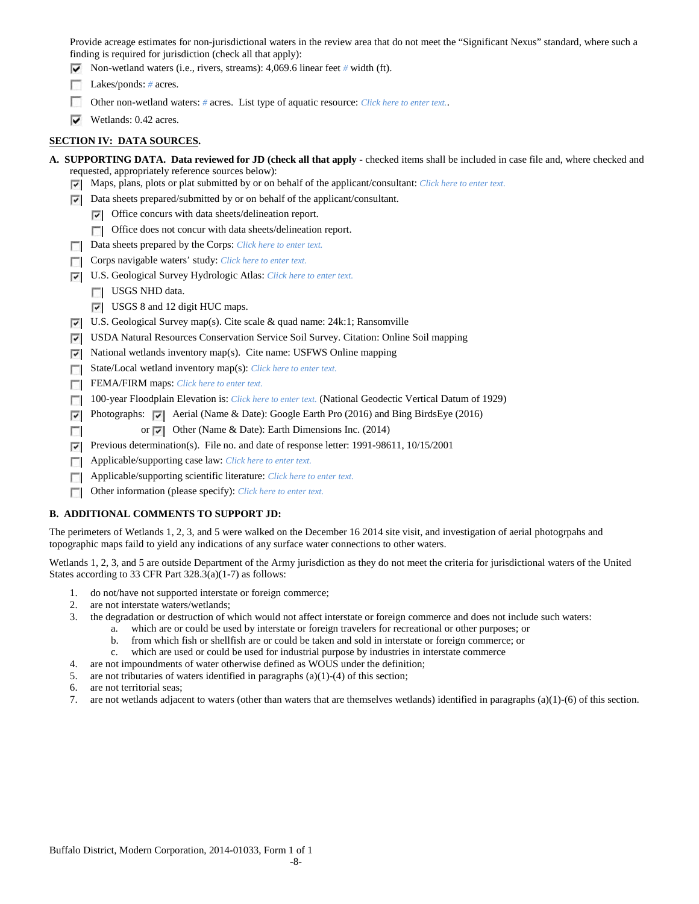Provide acreage estimates for non-jurisdictional waters in the review area that do not meet the "Significant Nexus" standard, where such a finding is required for jurisdiction (check all that apply):

- [x] Non-wetland waters (i.e., rivers, streams): 4,069.6 linear feet # width (ft).
- [ ] Lakes/ponds: # acres.
- [ ] Other non-wetland waters: # acres. List type of aquatic resource: Click here to enter text..
- [x] Wetlands: 0.42 acres.

## SECTION IV: DATA SOURCES.

**A. SUPPORTING DATA. Data reviewed for JD (check all that apply** - checked items shall be included in case file and, where checked and requested, appropriately reference sources below):

- [x] Maps, plans, plots or plat submitted by or on behalf of the applicant/consultant: Click here to enter text.
- [x] Data sheets prepared/submitted by or on behalf of the applicant/consultant.
  - [x] Office concurs with data sheets/delineation report.
  - [ ] Office does not concur with data sheets/delineation report.
- [ ] Data sheets prepared by the Corps: Click here to enter text.
- [ ] Corps navigable waters' study: Click here to enter text.
- [x] U.S. Geological Survey Hydrologic Atlas: Click here to enter text.
  - [ ] USGS NHD data.
  - [x] USGS 8 and 12 digit HUC maps.
- [x] U.S. Geological Survey map(s). Cite scale & quad name: 24k:1; Ransomville
- [x] USDA Natural Resources Conservation Service Soil Survey. Citation: Online Soil mapping
- [x] National wetlands inventory map(s). Cite name: USFWS Online mapping
- [ ] State/Local wetland inventory map(s): Click here to enter text.
- [ ] FEMA/FIRM maps: Click here to enter text.
- [ ] 100-year Floodplain Elevation is: Click here to enter text. (National Geodectic Vertical Datum of 1929)
- [x] Photographs: [x] Aerial (Name & Date): Google Earth Pro (2016) and Bing BirdsEye (2016)
- [ ] or [x] Other (Name & Date): Earth Dimensions Inc. (2014)
- [x] Previous determination(s). File no. and date of response letter: 1991-98611, 10/15/2001
- [ ] Applicable/supporting case law: Click here to enter text.
- [ ] Applicable/supporting scientific literature: Click here to enter text.
- [ ] Other information (please specify): Click here to enter text.

**B. ADDITIONAL COMMENTS TO SUPPORT JD:**

The perimeters of Wetlands 1, 2, 3, and 5 were walked on the December 16 2014 site visit, and investigation of aerial photogrpahs and topographic maps faild to yield any indications of any surface water connections to other waters.

Wetlands 1, 2, 3, and 5 are outside Department of the Army jurisdiction as they do not meet the criteria for jurisdictional waters of the United States according to 33 CFR Part 328.3(a)(1-7) as follows:

1. do not/have not supported interstate or foreign commerce;
2. are not interstate waters/wetlands;
3. the degradation or destruction of which would not affect interstate or foreign commerce and does not include such waters:
   a. which are or could be used by interstate or foreign travelers for recreational or other purposes; or
   b. from which fish or shellfish are or could be taken and sold in interstate or foreign commerce; or
   c. which are used or could be used for industrial purpose by industries in interstate commerce
4. are not impoundments of water otherwise defined as WOUS under the definition;
5. are not tributaries of waters identified in paragraphs (a)(1)-(4) of this section;
6. are not territorial seas;
7. are not wetlands adjacent to waters (other than waters that are themselves wetlands) identified in paragraphs (a)(1)-(6) of this section.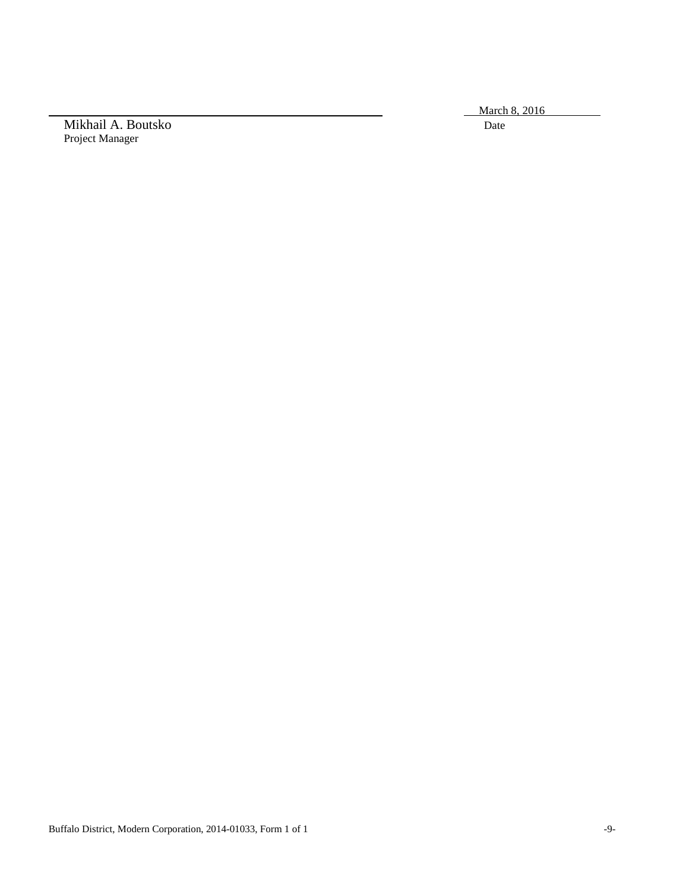Mikhail A. Boutsko
Project Manager

March 8, 2016
Date